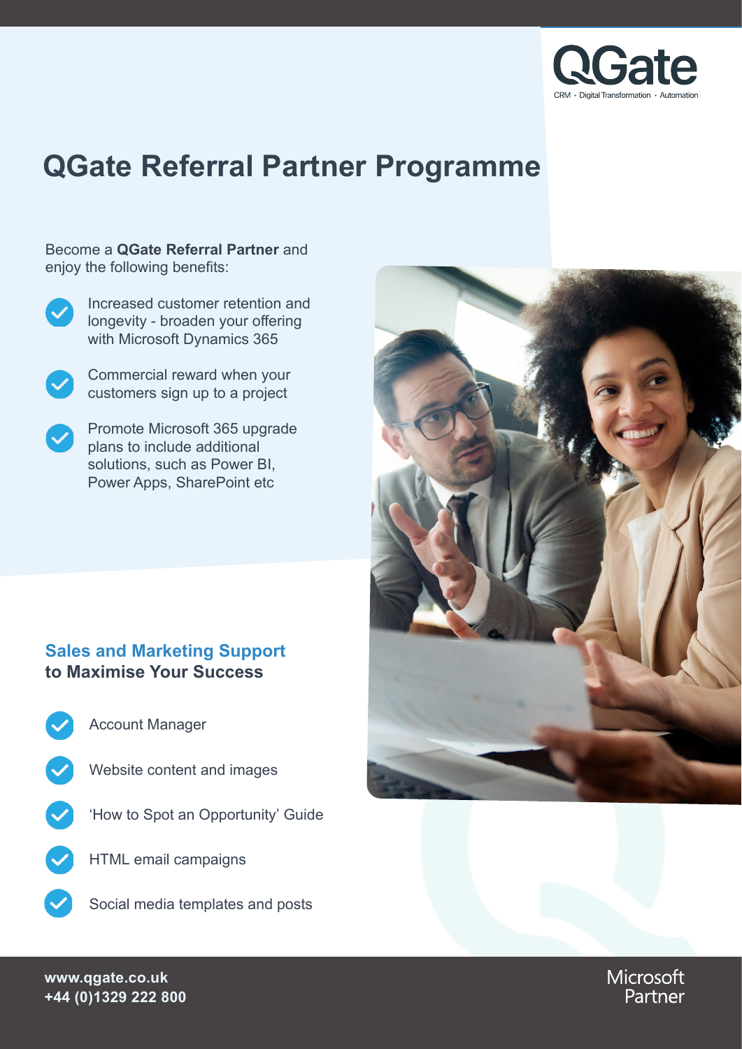QGate

CRM • Digital Transformation • Automation

# QGate Referral Partner Programme

Become a **QGate Referral Partner** and enjoy the following benefits:

- Increased customer retention and longevity - broaden your offering with Microsoft Dynamics 365
- Commercial reward when your customers sign up to a project
- Promote Microsoft 365 upgrade plans to include additional solutions, such as Power BI, Power Apps, SharePoint etc

## Sales and Marketing Support to Maximise Your Success

- Account Manager
- Website content and images
- 'How to Spot an Opportunity' Guide
- HTML email campaigns
- Social media templates and posts

**www.qgate.co.uk**
**+44 (0)1329 222 800**

Microsoft Partner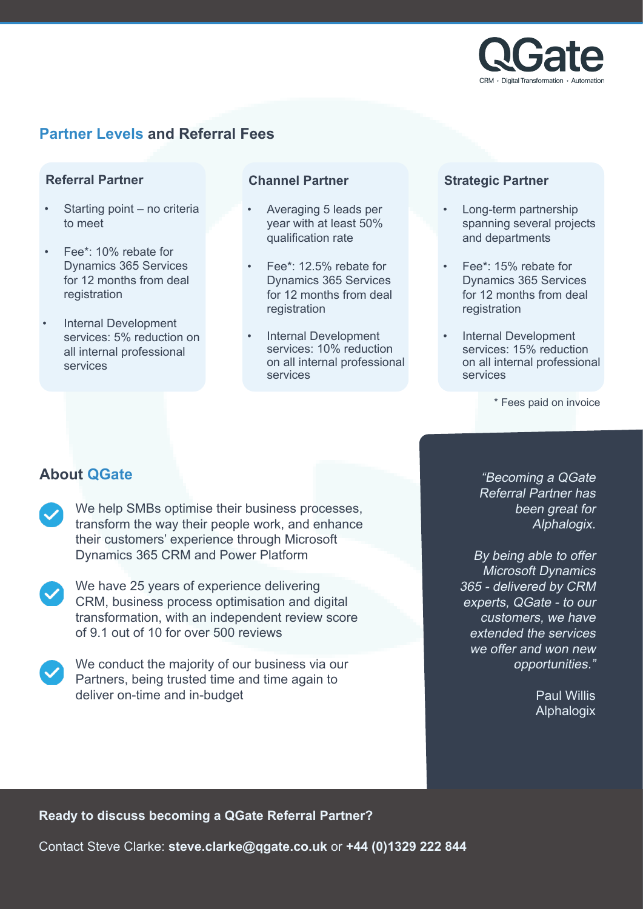QGate

CRM · Digital Transformation · Automation

## Partner Levels and Referral Fees

### Referral Partner

- Starting point – no criteria to meet
- Fee*: 10% rebate for Dynamics 365 Services for 12 months from deal registration
- Internal Development services: 5% reduction on all internal professional services

### Channel Partner

- Averaging 5 leads per year with at least 50% qualification rate
- Fee*: 12.5% rebate for Dynamics 365 Services for 12 months from deal registration
- Internal Development services: 10% reduction on all internal professional services

### Strategic Partner

- Long-term partnership spanning several projects and departments
- Fee*: 15% rebate for Dynamics 365 Services for 12 months from deal registration
- Internal Development services: 15% reduction on all internal professional services

* Fees paid on invoice

## About QGate

- We help SMBs optimise their business processes, transform the way their people work, and enhance their customers' experience through Microsoft Dynamics 365 CRM and Power Platform
- We have 25 years of experience delivering CRM, business process optimisation and digital transformation, with an independent review score of 9.1 out of 10 for over 500 reviews
- We conduct the majority of our business via our Partners, being trusted time and time again to deliver on-time and in-budget

*"Becoming a QGate Referral Partner has been great for Alphalogix.*

*By being able to offer Microsoft Dynamics 365 - delivered by CRM experts, QGate - to our customers, we have extended the services we offer and won new opportunities."*

Paul Willis
Alphalogix

**Ready to discuss becoming a QGate Referral Partner?**

Contact Steve Clarke: **steve.clarke@qgate.co.uk** or **+44 (0)1329 222 844**